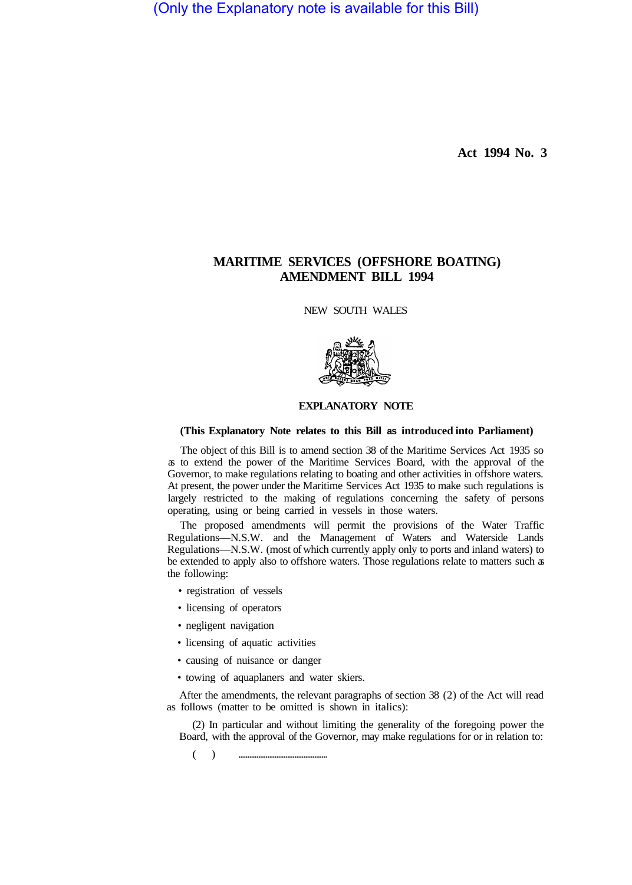(Only the Explanatory note is available for this Bill)

**Act 1994 No. 3**

# MARITIME SERVICES (OFFSHORE BOATING) AMENDMENT BILL 1994

NEW SOUTH WALES

## EXPLANATORY NOTE

**(This Explanatory Note relates to this Bill as introduced into Parliament)**

The object of this Bill is to amend section 38 of the Maritime Services Act 1935 so as to extend the power of the Maritime Services Board, with the approval of the Governor, to make regulations relating to boating and other activities in offshore waters. At present, the power under the Maritime Services Act 1935 to make such regulations is largely restricted to the making of regulations concerning the safety of persons operating, using or being carried in vessels in those waters.

The proposed amendments will permit the provisions of the Water Traffic Regulations—N.S.W. and the Management of Waters and Waterside Lands Regulations—N.S.W. (most of which currently apply only to ports and inland waters) to be extended to apply also to offshore waters. Those regulations relate to matters such as the following:

- registration of vessels
- licensing of operators
- negligent navigation
- licensing of aquatic activities
- causing of nuisance or danger
- towing of aquaplaners and water skiers.

After the amendments, the relevant paragraphs of section 38 (2) of the Act will read as follows (matter to be omitted is shown in italics):

(2) In particular and without limiting the generality of the foregoing power the Board, with the approval of the Governor, may make regulations for or in relation to:

( ) ..............................................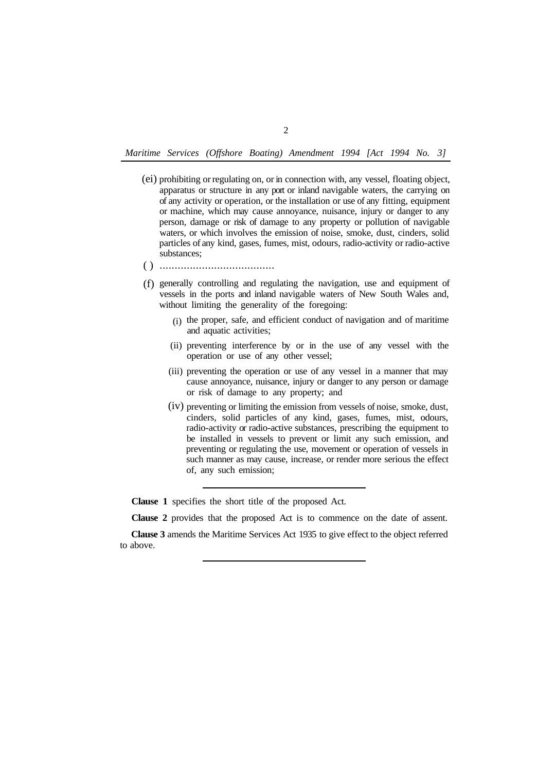(ei) prohibiting or regulating on, or in connection with, any vessel, floating object, apparatus or structure in any port or inland navigable waters, the carrying on of any activity or operation, or the installation or use of any fitting, equipment or machine, which may cause annoyance, nuisance, injury or danger to any person, damage or risk of damage to any property or pollution of navigable waters, or which involves the emission of noise, smoke, dust, cinders, solid particles of any kind, gases, fumes, mist, odours, radio-activity or radio-active substances;

( ) .....................................

(f) generally controlling and regulating the navigation, use and equipment of vessels in the ports and inland navigable waters of New South Wales and, without limiting the generality of the foregoing:

- (i) the proper, safe, and efficient conduct of navigation and of maritime and aquatic activities;
- (ii) preventing interference by or in the use of any vessel with the operation or use of any other vessel;
- (iii) preventing the operation or use of any vessel in a manner that may cause annoyance, nuisance, injury or danger to any person or damage or risk of damage to any property; and
- (iv) preventing or limiting the emission from vessels of noise, smoke, dust, cinders, solid particles of any kind, gases, fumes, mist, odours, radio-activity or radio-active substances, prescribing the equipment to be installed in vessels to prevent or limit any such emission, and preventing or regulating the use, movement or operation of vessels in such manner as may cause, increase, or render more serious the effect of, any such emission;

---

**Clause 1** specifies the short title of the proposed Act.

**Clause 2** provides that the proposed Act is to commence on the date of assent.

**Clause 3** amends the Maritime Services Act 1935 to give effect to the object referred to above.

---